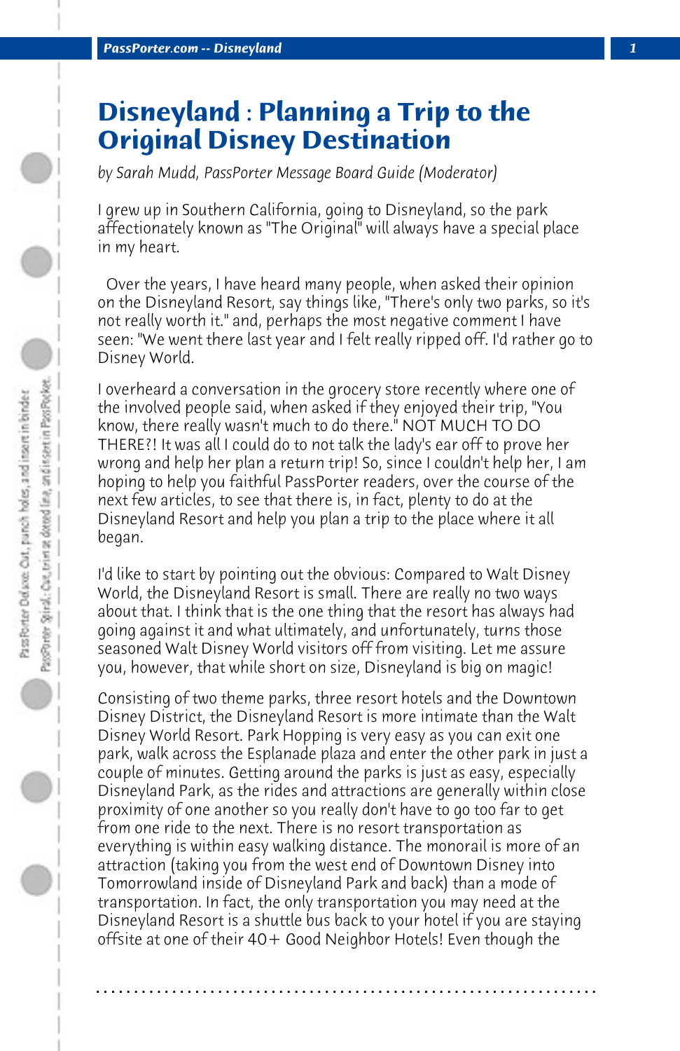# Disneyland : Planning a Trip to the Original Disney Destination

*by Sarah Mudd, PassPorter Message Board Guide (Moderator)*

I grew up in Southern California, going to Disneyland, so the park affectionately known as "The Original" will always have a special place in my heart.

Over the years, I have heard many people, when asked their opinion on the Disneyland Resort, say things like, "There's only two parks, so it's not really worth it." and, perhaps the most negative comment I have seen: "We went there last year and I felt really ripped off. I'd rather go to Disney World.

I overheard a conversation in the grocery store recently where one of the involved people said, when asked if they enjoyed their trip, "You know, there really wasn't much to do there." NOT MUCH TO DO THERE?! It was all I could do to not talk the lady's ear off to prove her wrong and help her plan a return trip! So, since I couldn't help her, I am hoping to help you faithful PassPorter readers, over the course of the next few articles, to see that there is, in fact, plenty to do at the Disneyland Resort and help you plan a trip to the place where it all began.

I'd like to start by pointing out the obvious: Compared to Walt Disney World, the Disneyland Resort is small. There are really no two ways about that. I think that is the one thing that the resort has always had going against it and what ultimately, and unfortunately, turns those seasoned Walt Disney World visitors off from visiting. Let me assure you, however, that while short on size, Disneyland is big on magic!

Consisting of two theme parks, three resort hotels and the Downtown Disney District, the Disneyland Resort is more intimate than the Walt Disney World Resort. Park Hopping is very easy as you can exit one park, walk across the Esplanade plaza and enter the other park in just a couple of minutes. Getting around the parks is just as easy, especially Disneyland Park, as the rides and attractions are generally within close proximity of one another so you really don't have to go too far to get from one ride to the next. There is no resort transportation as everything is within easy walking distance. The monorail is more of an attraction (taking you from the west end of Downtown Disney into Tomorrowland inside of Disneyland Park and back) than a mode of transportation. In fact, the only transportation you may need at the Disneyland Resort is a shuttle bus back to your hotel if you are staying offsite at one of their 40+ Good Neighbor Hotels! Even though the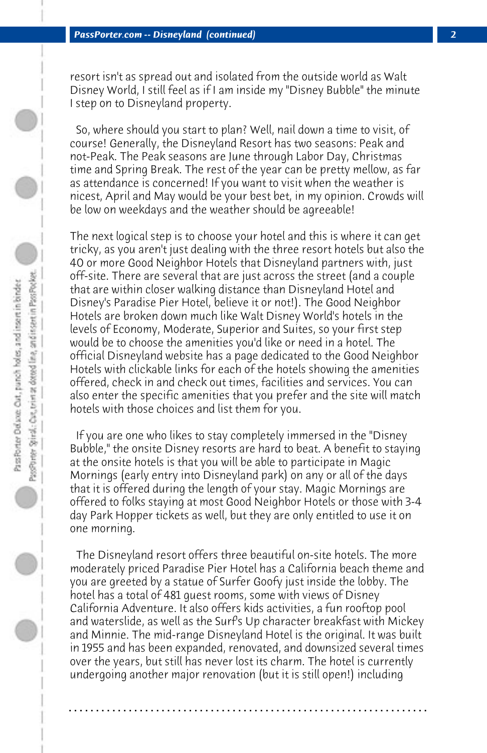resort isn't as spread out and isolated from the outside world as Walt Disney World, I still feel as if I am inside my "Disney Bubble" the minute I step on to Disneyland property.

So, where should you start to plan? Well, nail down a time to visit, of course! Generally, the Disneyland Resort has two seasons: Peak and not-Peak. The Peak seasons are June through Labor Day, Christmas time and Spring Break. The rest of the year can be pretty mellow, as far as attendance is concerned! If you want to visit when the weather is nicest, April and May would be your best bet, in my opinion. Crowds will be low on weekdays and the weather should be agreeable!

The next logical step is to choose your hotel and this is where it can get tricky, as you aren't just dealing with the three resort hotels but also the 40 or more Good Neighbor Hotels that Disneyland partners with, just off-site. There are several that are just across the street (and a couple that are within closer walking distance than Disneyland Hotel and Disney's Paradise Pier Hotel, believe it or not!). The Good Neighbor Hotels are broken down much like Walt Disney World's hotels in the levels of Economy, Moderate, Superior and Suites, so your first step would be to choose the amenities you'd like or need in a hotel. The official Disneyland website has a page dedicated to the Good Neighbor Hotels with clickable links for each of the hotels showing the amenities offered, check in and check out times, facilities and services. You can also enter the specific amenities that you prefer and the site will match hotels with those choices and list them for you.

If you are one who likes to stay completely immersed in the "Disney Bubble," the onsite Disney resorts are hard to beat. A benefit to staying at the onsite hotels is that you will be able to participate in Magic Mornings (early entry into Disneyland park) on any or all of the days that it is offered during the length of your stay. Magic Mornings are offered to folks staying at most Good Neighbor Hotels or those with 3-4 day Park Hopper tickets as well, but they are only entitled to use it on one morning.

The Disneyland resort offers three beautiful on-site hotels. The more moderately priced Paradise Pier Hotel has a California beach theme and you are greeted by a statue of Surfer Goofy just inside the lobby. The hotel has a total of 481 guest rooms, some with views of Disney California Adventure. It also offers kids activities, a fun rooftop pool and waterslide, as well as the Surf's Up character breakfast with Mickey and Minnie. The mid-range Disneyland Hotel is the original. It was built in 1955 and has been expanded, renovated, and downsized several times over the years, but still has never lost its charm. The hotel is currently undergoing another major renovation (but it is still open!) including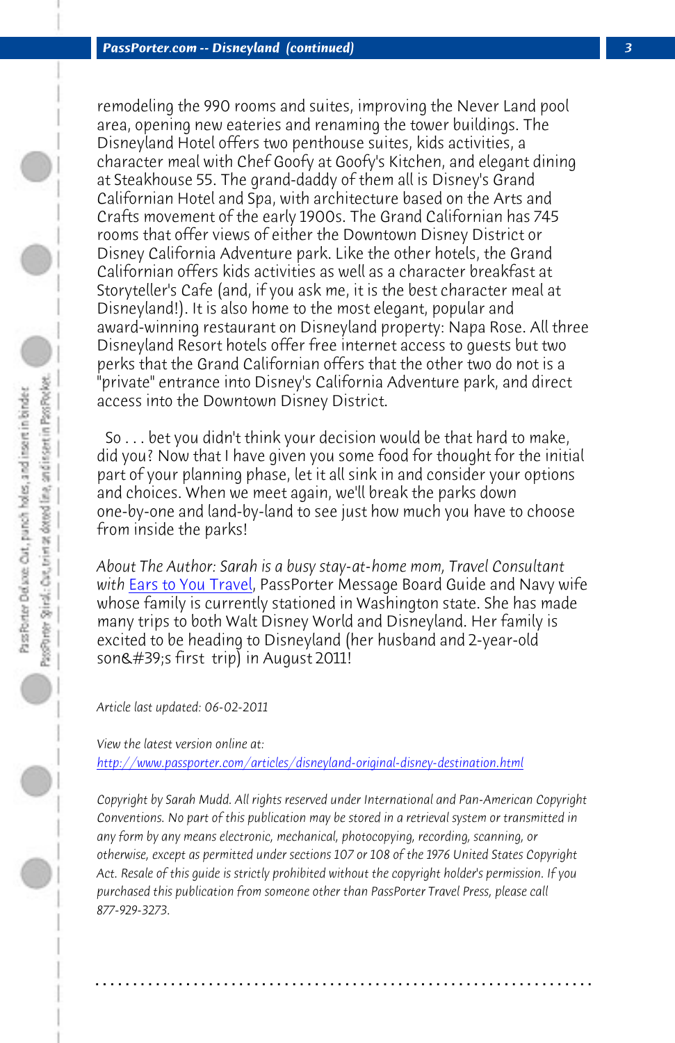remodeling the 990 rooms and suites, improving the Never Land pool area, opening new eateries and renaming the tower buildings. The Disneyland Hotel offers two penthouse suites, kids activities, a character meal with Chef Goofy at Goofy's Kitchen, and elegant dining at Steakhouse 55. The grand-daddy of them all is Disney's Grand Californian Hotel and Spa, with architecture based on the Arts and Crafts movement of the early 1900s. The Grand Californian has 745 rooms that offer views of either the Downtown Disney District or Disney California Adventure park. Like the other hotels, the Grand Californian offers kids activities as well as a character breakfast at Storyteller's Cafe (and, if you ask me, it is the best character meal at Disneyland!). It is also home to the most elegant, popular and award-winning restaurant on Disneyland property: Napa Rose. All three Disneyland Resort hotels offer free internet access to guests but two perks that the Grand Californian offers that the other two do not is a "private" entrance into Disney's California Adventure park, and direct access into the Downtown Disney District.

So . . . bet you didn't think your decision would be that hard to make, did you? Now that I have given you some food for thought for the initial part of your planning phase, let it all sink in and consider your options and choices. When we meet again, we'll break the parks down one-by-one and land-by-land to see just how much you have to choose from inside the parks!

*About The Author: Sarah is a busy stay-at-home mom, Travel Consultant with* [Ears to You Travel](), PassPorter Message Board Guide and Navy wife whose family is currently stationed in Washington state. She has made many trips to both Walt Disney World and Disneyland. Her family is excited to be heading to Disneyland (her husband and 2-year-old son&#39;s first trip) in August 2011!

*Article last updated: 06-02-2011*

*View the latest version online at:*
[http://www.passporter.com/articles/disneyland-original-disney-destination.html](http://www.passporter.com/articles/disneyland-original-disney-destination.html)

*Copyright by Sarah Mudd. All rights reserved under International and Pan-American Copyright Conventions. No part of this publication may be stored in a retrieval system or transmitted in any form by any means electronic, mechanical, photocopying, recording, scanning, or otherwise, except as permitted under sections 107 or 108 of the 1976 United States Copyright Act. Resale of this guide is strictly prohibited without the copyright holder's permission. If you purchased this publication from someone other than PassPorter Travel Press, please call 877-929-3273.*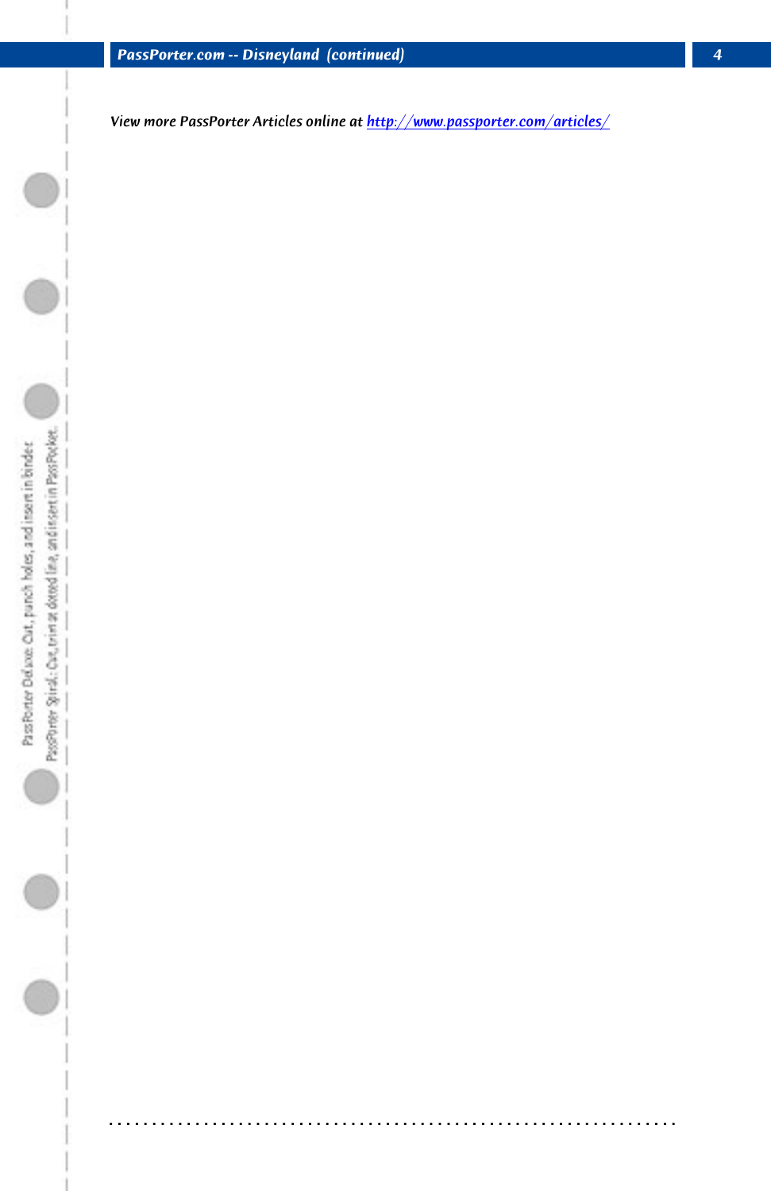*View more PassPorter Articles online at [http://www.passporter.com/articles/](http://www.passporter.com/articles/)*